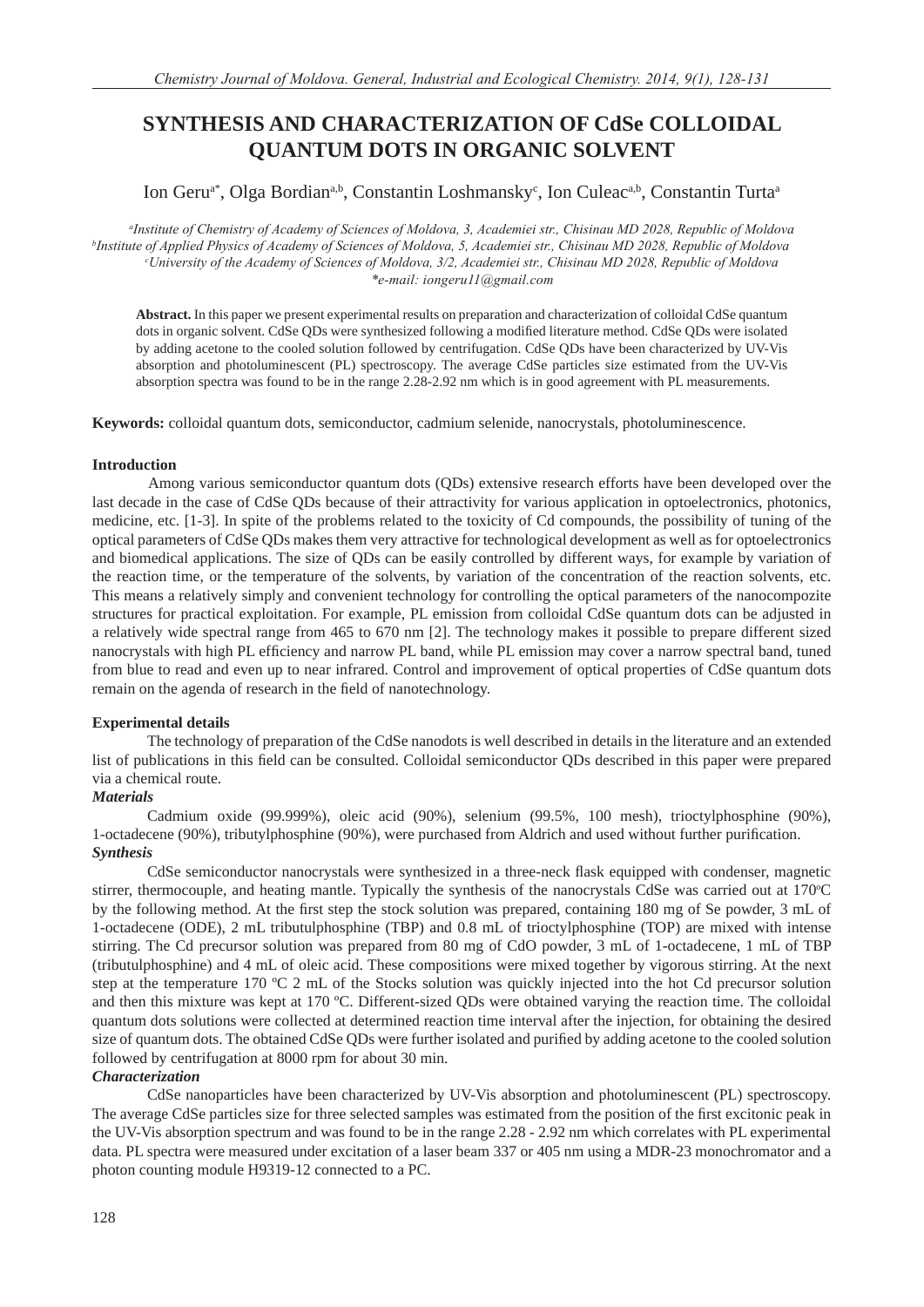# SYNTHESIS AND CHARACTERIZATION OF CdSe COLLOIDAL QUANTUM DOTS IN ORGANIC SOLVENT

Ion Geru[a*], Olga Bordian[a,b], Constantin Loshmansky[c], Ion Culeac[a,b], Constantin Turta[a]

[a]Institute of Chemistry of Academy of Sciences of Moldova, 3, Academiei str., Chisinau MD 2028, Republic of Moldova
[b]Institute of Applied Physics of Academy of Sciences of Moldova, 5, Academiei str., Chisinau MD 2028, Republic of Moldova
[c]University of the Academy of Sciences of Moldova, 3/2, Academiei str., Chisinau MD 2028, Republic of Moldova
*e-mail: iongeru11@gmail.com

**Abstract.** In this paper we present experimental results on preparation and characterization of colloidal CdSe quantum dots in organic solvent. CdSe QDs were synthesized following a modified literature method. CdSe QDs were isolated by adding acetone to the cooled solution followed by centrifugation. CdSe QDs have been characterized by UV-Vis absorption and photoluminescent (PL) spectroscopy. The average CdSe particles size estimated from the UV-Vis absorption spectra was found to be in the range 2.28-2.92 nm which is in good agreement with PL measurements.

**Keywords:** colloidal quantum dots, semiconductor, cadmium selenide, nanocrystals, photoluminescence.

## Introduction

Among various semiconductor quantum dots (QDs) extensive research efforts have been developed over the last decade in the case of CdSe QDs because of their attractivity for various application in optoelectronics, photonics, medicine, etc. [1-3]. In spite of the problems related to the toxicity of Cd compounds, the possibility of tuning of the optical parameters of CdSe QDs makes them very attractive for technological development as well as for optoelectronics and biomedical applications. The size of QDs can be easily controlled by different ways, for example by variation of the reaction time, or the temperature of the solvents, by variation of the concentration of the reaction solvents, etc. This means a relatively simply and convenient technology for controlling the optical parameters of the nanocompozite structures for practical exploitation. For example, PL emission from colloidal CdSe quantum dots can be adjusted in a relatively wide spectral range from 465 to 670 nm [2]. The technology makes it possible to prepare different sized nanocrystals with high PL efficiency and narrow PL band, while PL emission may cover a narrow spectral band, tuned from blue to read and even up to near infrared. Control and improvement of optical properties of CdSe quantum dots remain on the agenda of research in the field of nanotechnology.

## Experimental details

The technology of preparation of the CdSe nanodots is well described in details in the literature and an extended list of publications in this field can be consulted. Colloidal semiconductor QDs described in this paper were prepared via a chemical route.

### *Materials*

Cadmium oxide (99.999%), oleic acid (90%), selenium (99.5%, 100 mesh), trioctylphosphine (90%), 1-octadecene (90%), tributylphosphine (90%), were purchased from Aldrich and used without further purification.

### *Synthesis*

CdSe semiconductor nanocrystals were synthesized in a three-neck flask equipped with condenser, magnetic stirrer, thermocouple, and heating mantle. Typically the synthesis of the nanocrystals CdSe was carried out at 170°C by the following method. At the first step the stock solution was prepared, containing 180 mg of Se powder, 3 mL of 1-octadecene (ODE), 2 mL tributulphosphine (TBP) and 0.8 mL of trioctylphosphine (TOP) are mixed with intense stirring. The Cd precursor solution was prepared from 80 mg of CdO powder, 3 mL of 1-octadecene, 1 mL of TBP (tributulphosphine) and 4 mL of oleic acid. These compositions were mixed together by vigorous stirring. At the next step at the temperature 170 ºC 2 mL of the Stocks solution was quickly injected into the hot Cd precursor solution and then this mixture was kept at 170 ºC. Different-sized QDs were obtained varying the reaction time. The colloidal quantum dots solutions were collected at determined reaction time interval after the injection, for obtaining the desired size of quantum dots. The obtained CdSe QDs were further isolated and purified by adding acetone to the cooled solution followed by centrifugation at 8000 rpm for about 30 min.

### *Characterization*

CdSe nanoparticles have been characterized by UV-Vis absorption and photoluminescent (PL) spectroscopy. The average CdSe particles size for three selected samples was estimated from the position of the first excitonic peak in the UV-Vis absorption spectrum and was found to be in the range 2.28 - 2.92 nm which correlates with PL experimental data. PL spectra were measured under excitation of a laser beam 337 or 405 nm using a MDR-23 monochromator and a photon counting module H9319-12 connected to a PC.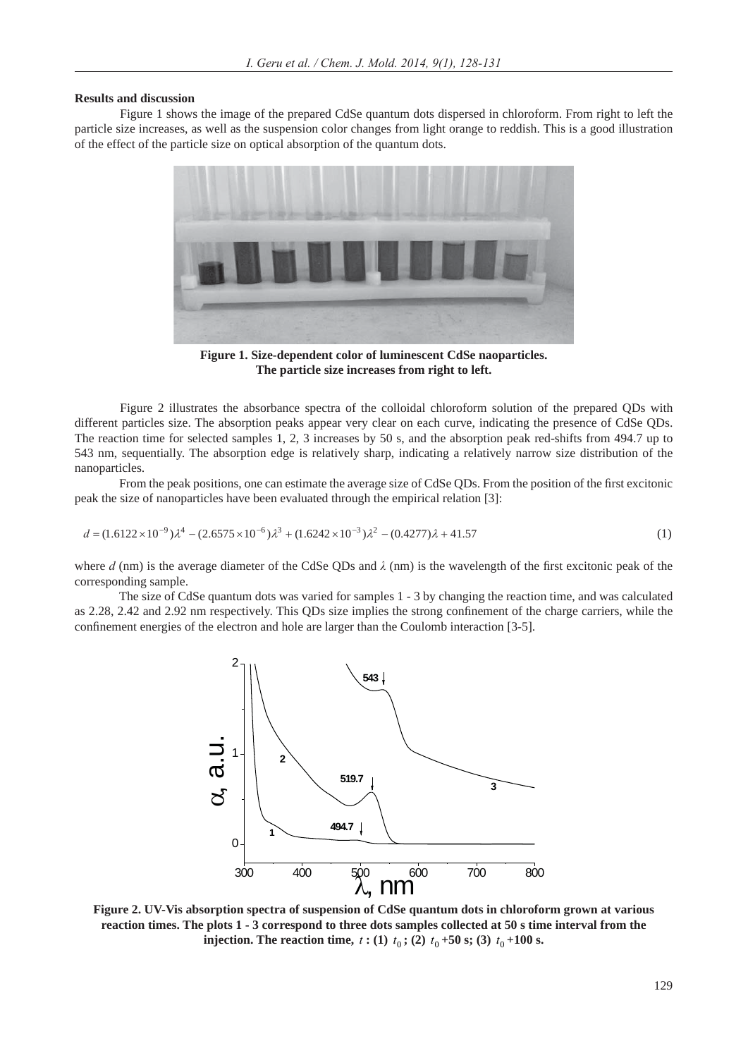### Results and discussion

Figure 1 shows the image of the prepared CdSe quantum dots dispersed in chloroform. From right to left the particle size increases, as well as the suspension color changes from light orange to reddish. This is a good illustration of the effect of the particle size on optical absorption of the quantum dots.

**Figure 1. Size-dependent color of luminescent CdSe naoparticles. The particle size increases from right to left.**

Figure 2 illustrates the absorbance spectra of the colloidal chloroform solution of the prepared QDs with different particles size. The absorption peaks appear very clear on each curve, indicating the presence of CdSe QDs. The reaction time for selected samples 1, 2, 3 increases by 50 s, and the absorption peak red-shifts from 494.7 up to 543 nm, sequentially. The absorption edge is relatively sharp, indicating a relatively narrow size distribution of the nanoparticles.

From the peak positions, one can estimate the average size of CdSe QDs. From the position of the first excitonic peak the size of nanoparticles have been evaluated through the empirical relation [3]:

$$d = (1.6122\times10^{-9})\lambda^4 - (2.6575\times10^{-6})\lambda^3 + (1.6242\times10^{-3})\lambda^2 - (0.4277)\lambda + 41.57 \quad (1)$$

where $d$ (nm) is the average diameter of the CdSe QDs and $\lambda$ (nm) is the wavelength of the first excitonic peak of the corresponding sample.

The size of CdSe quantum dots was varied for samples 1 - 3 by changing the reaction time, and was calculated as 2.28, 2.42 and 2.92 nm respectively. This QDs size implies the strong confinement of the charge carriers, while the confinement energies of the electron and hole are larger than the Coulomb interaction [3-5].

**Figure 2. UV-Vis absorption spectra of suspension of CdSe quantum dots in chloroform grown at various reaction times. The plots 1 - 3 correspond to three dots samples collected at 50 s time interval from the injection. The reaction time, $t$ : (1) $t_0$ ; (2) $t_0$ +50 s; (3) $t_0$ +100 s.**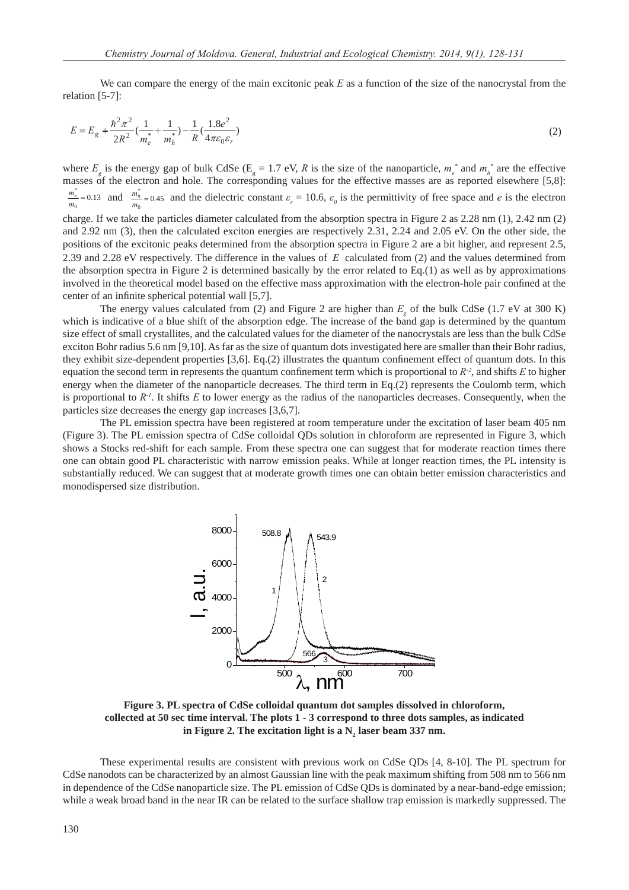We can compare the energy of the main excitonic peak $E$ as a function of the size of the nanocrystal from the relation [5-7]:

$$E = E_g + \frac{\hbar^2 \pi^2}{2R^2}\left(\frac{1}{m_e^*} + \frac{1}{m_h^*}\right) - \frac{1}{R}\left(\frac{1.8e^2}{4\pi\varepsilon_0\varepsilon_r}\right) \tag{2}$$

where $E_g$ is the energy gap of bulk CdSe ($E_g$ = 1.7 eV, $R$ is the size of the nanoparticle, $m_e^*$ and $m_h^*$ are the effective masses of the electron and hole. The corresponding values for the effective masses are as reported elsewhere [5,8]: $\frac{m_e^*}{m_0} = 0.13$ and $\frac{m_h^*}{m_0} = 0.45$ and the dielectric constant $\varepsilon_r$ = 10.6, $\varepsilon_0$ is the permittivity of free space and $e$ is the electron charge. If we take the particles diameter calculated from the absorption spectra in Figure 2 as 2.28 nm (1), 2.42 nm (2) and 2.92 nm (3), then the calculated exciton energies are respectively 2.31, 2.24 and 2.05 eV. On the other side, the positions of the excitonic peaks determined from the absorption spectra in Figure 2 are a bit higher, and represent 2.5, 2.39 and 2.28 eV respectively. The difference in the values of $E$ calculated from (2) and the values determined from the absorption spectra in Figure 2 is determined basically by the error related to Eq.(1) as well as by approximations involved in the theoretical model based on the effective mass approximation with the electron-hole pair confined at the center of an infinite spherical potential wall [5,7].

The energy values calculated from (2) and Figure 2 are higher than $E_g$ of the bulk CdSe (1.7 eV at 300 K) which is indicative of a blue shift of the absorption edge. The increase of the band gap is determined by the quantum size effect of small crystallites, and the calculated values for the diameter of the nanocrystals are less than the bulk CdSe exciton Bohr radius 5.6 nm [9,10]. As far as the size of quantum dots investigated here are smaller than their Bohr radius, they exhibit size-dependent properties [3,6]. Eq.(2) illustrates the quantum confinement effect of quantum dots. In this equation the second term in represents the quantum confinement term which is proportional to $R^{-2}$, and shifts $E$ to higher energy when the diameter of the nanoparticle decreases. The third term in Eq.(2) represents the Coulomb term, which is proportional to $R^{-1}$. It shifts $E$ to lower energy as the radius of the nanoparticles decreases. Consequently, when the particles size decreases the energy gap increases [3,6,7].

The PL emission spectra have been registered at room temperature under the excitation of laser beam 405 nm (Figure 3). The PL emission spectra of CdSe colloidal QDs solution in chloroform are represented in Figure 3, which shows a Stocks red-shift for each sample. From these spectra one can suggest that for moderate reaction times there one can obtain good PL characteristic with narrow emission peaks. While at longer reaction times, the PL intensity is substantially reduced. We can suggest that at moderate growth times one can obtain better emission characteristics and monodispersed size distribution.

**Figure 3. PL spectra of CdSe colloidal quantum dot samples dissolved in chloroform, collected at 50 sec time interval. The plots 1 - 3 correspond to three dots samples, as indicated in Figure 2. The excitation light is a $N_2$ laser beam 337 nm.**

These experimental results are consistent with previous work on CdSe QDs [4, 8-10]. The PL spectrum for CdSe nanodots can be characterized by an almost Gaussian line with the peak maximum shifting from 508 nm to 566 nm in dependence of the CdSe nanoparticle size. The PL emission of CdSe QDs is dominated by a near-band-edge emission; while a weak broad band in the near IR can be related to the surface shallow trap emission is markedly suppressed. The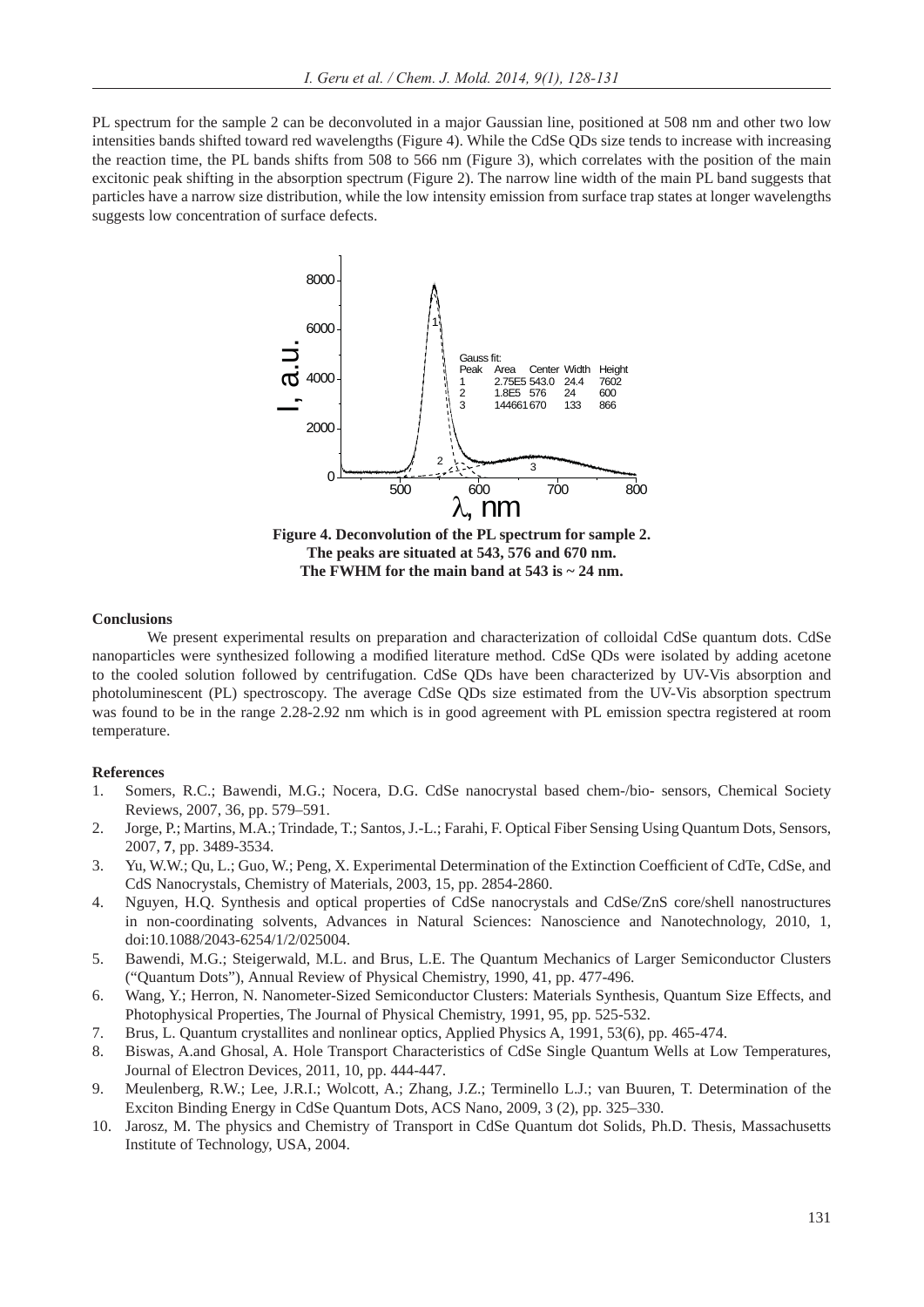PL spectrum for the sample 2 can be deconvoluted in a major Gaussian line, positioned at 508 nm and other two low intensities bands shifted toward red wavelengths (Figure 4). While the CdSe QDs size tends to increase with increasing the reaction time, the PL bands shifts from 508 to 566 nm (Figure 3), which correlates with the position of the main excitonic peak shifting in the absorption spectrum (Figure 2). The narrow line width of the main PL band suggests that particles have a narrow size distribution, while the low intensity emission from surface trap states at longer wavelengths suggests low concentration of surface defects.

I, a.u.

8000
6000
4000
2000
0

500
600
700
800

λ, nm

1
2
3

Gauss fit:
Peak Area Center Width Height
1 2.75E5 543.0 24.4 7602
2 1.8E5 576 24 600
3 144661 670 133 866

**Figure 4. Deconvolution of the PL spectrum for sample 2. The peaks are situated at 543, 576 and 670 nm. The FWHM for the main band at 543 is ~ 24 nm.**

**Conclusions**

We present experimental results on preparation and characterization of colloidal CdSe quantum dots. CdSe nanoparticles were synthesized following a modified literature method. CdSe QDs were isolated by adding acetone to the cooled solution followed by centrifugation. CdSe QDs have been characterized by UV-Vis absorption and photoluminescent (PL) spectroscopy. The average CdSe QDs size estimated from the UV-Vis absorption spectrum was found to be in the range 2.28-2.92 nm which is in good agreement with PL emission spectra registered at room temperature.

**References**

1. Somers, R.C.; Bawendi, M.G.; Nocera, D.G. CdSe nanocrystal based chem-/bio- sensors, Chemical Society Reviews, 2007, 36, pp. 579–591.
2. Jorge, P.; Martins, M.A.; Trindade, T.; Santos, J.-L.; Farahi, F. Optical Fiber Sensing Using Quantum Dots, Sensors, 2007, **7**, pp. 3489-3534.
3. Yu, W.W.; Qu, L.; Guo, W.; Peng, X. Experimental Determination of the Extinction Coefficient of CdTe, CdSe, and CdS Nanocrystals, Chemistry of Materials, 2003, 15, pp. 2854-2860.
4. Nguyen, H.Q. Synthesis and optical properties of CdSe nanocrystals and CdSe/ZnS core/shell nanostructures in non-coordinating solvents, Advances in Natural Sciences: Nanoscience and Nanotechnology, 2010, 1, doi:10.1088/2043-6254/1/2/025004.
5. Bawendi, M.G.; Steigerwald, M.L. and Brus, L.E. The Quantum Mechanics of Larger Semiconductor Clusters ("Quantum Dots"), Annual Review of Physical Chemistry, 1990, 41, pp. 477-496.
6. Wang, Y.; Herron, N. Nanometer-Sized Semiconductor Clusters: Materials Synthesis, Quantum Size Effects, and Photophysical Properties, The Journal of Physical Chemistry, 1991, 95, pp. 525-532.
7. Brus, L. Quantum crystallites and nonlinear optics, Applied Physics A, 1991, 53(6), pp. 465-474.
8. Biswas, A.and Ghosal, A. Hole Transport Characteristics of CdSe Single Quantum Wells at Low Temperatures, Journal of Electron Devices, 2011, 10, pp. 444-447.
9. Meulenberg, R.W.; Lee, J.R.I.; Wolcott, A.; Zhang, J.Z.; Terminello L.J.; van Buuren, T. Determination of the Exciton Binding Energy in CdSe Quantum Dots, ACS Nano, 2009, 3 (2), pp. 325–330.
10. Jarosz, M. The physics and Chemistry of Transport in CdSe Quantum dot Solids, Ph.D. Thesis, Massachusetts Institute of Technology, USA, 2004.